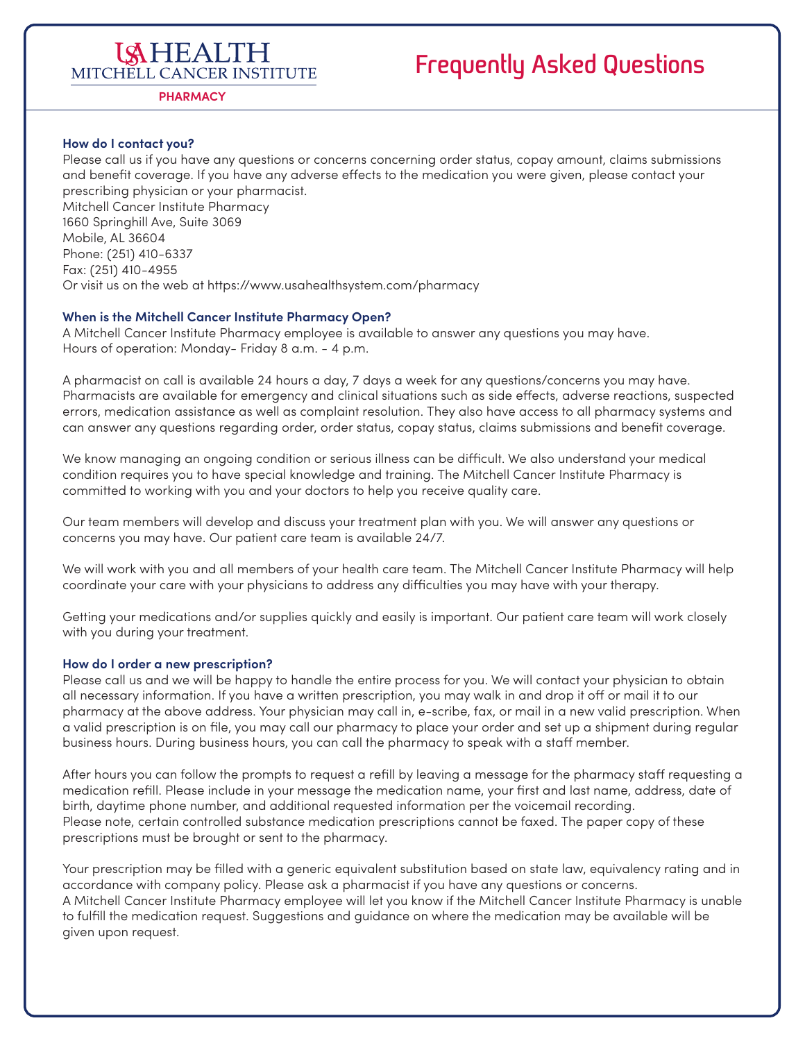USAHEALTH
MITCHELL CANCER INSTITUTE
**PHARMACY**

# Frequently Asked Questions

### How do I contact you?

Please call us if you have any questions or concerns concerning order status, copay amount, claims submissions and benefit coverage. If you have any adverse effects to the medication you were given, please contact your prescribing physician or your pharmacist.

Mitchell Cancer Institute Pharmacy
1660 Springhill Ave, Suite 3069
Mobile, AL 36604
Phone: (251) 410-6337
Fax: (251) 410-4955
Or visit us on the web at https://www.usahealthsystem.com/pharmacy

### When is the Mitchell Cancer Institute Pharmacy Open?

A Mitchell Cancer Institute Pharmacy employee is available to answer any questions you may have.
Hours of operation: Monday- Friday 8 a.m. - 4 p.m.

A pharmacist on call is available 24 hours a day, 7 days a week for any questions/concerns you may have. Pharmacists are available for emergency and clinical situations such as side effects, adverse reactions, suspected errors, medication assistance as well as complaint resolution. They also have access to all pharmacy systems and can answer any questions regarding order, order status, copay status, claims submissions and benefit coverage.

We know managing an ongoing condition or serious illness can be difficult. We also understand your medical condition requires you to have special knowledge and training. The Mitchell Cancer Institute Pharmacy is committed to working with you and your doctors to help you receive quality care.

Our team members will develop and discuss your treatment plan with you. We will answer any questions or concerns you may have. Our patient care team is available 24/7.

We will work with you and all members of your health care team. The Mitchell Cancer Institute Pharmacy will help coordinate your care with your physicians to address any difficulties you may have with your therapy.

Getting your medications and/or supplies quickly and easily is important. Our patient care team will work closely with you during your treatment.

### How do I order a new prescription?

Please call us and we will be happy to handle the entire process for you. We will contact your physician to obtain all necessary information. If you have a written prescription, you may walk in and drop it off or mail it to our pharmacy at the above address. Your physician may call in, e-scribe, fax, or mail in a new valid prescription. When a valid prescription is on file, you may call our pharmacy to place your order and set up a shipment during regular business hours. During business hours, you can call the pharmacy to speak with a staff member.

After hours you can follow the prompts to request a refill by leaving a message for the pharmacy staff requesting a medication refill. Please include in your message the medication name, your first and last name, address, date of birth, daytime phone number, and additional requested information per the voicemail recording.
Please note, certain controlled substance medication prescriptions cannot be faxed. The paper copy of these prescriptions must be brought or sent to the pharmacy.

Your prescription may be filled with a generic equivalent substitution based on state law, equivalency rating and in accordance with company policy. Please ask a pharmacist if you have any questions or concerns.
A Mitchell Cancer Institute Pharmacy employee will let you know if the Mitchell Cancer Institute Pharmacy is unable to fulfill the medication request. Suggestions and guidance on where the medication may be available will be given upon request.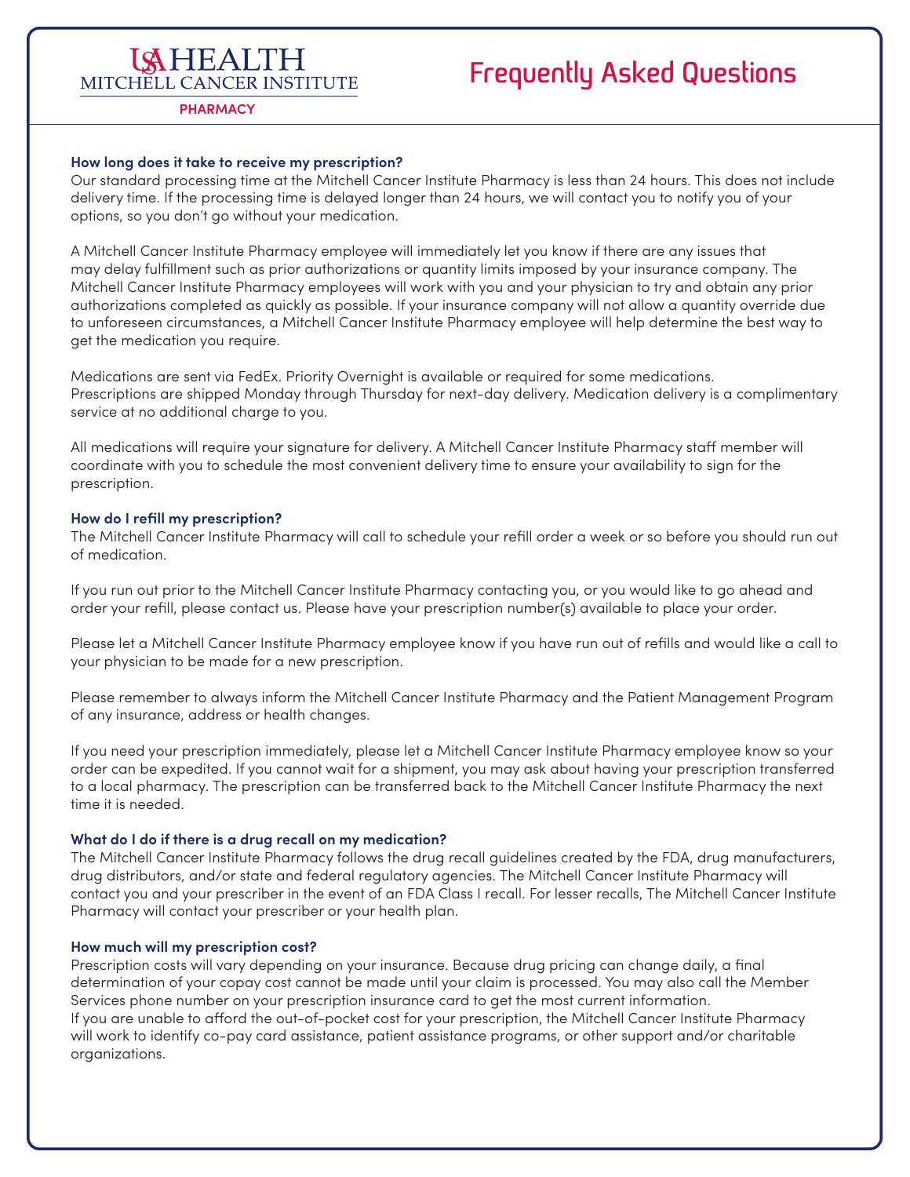USA HEALTH
MITCHELL CANCER INSTITUTE
PHARMACY

# Frequently Asked Questions

### How long does it take to receive my prescription?

Our standard processing time at the Mitchell Cancer Institute Pharmacy is less than 24 hours. This does not include delivery time. If the processing time is delayed longer than 24 hours, we will contact you to notify you of your options, so you don't go without your medication.

A Mitchell Cancer Institute Pharmacy employee will immediately let you know if there are any issues that may delay fulfillment such as prior authorizations or quantity limits imposed by your insurance company. The Mitchell Cancer Institute Pharmacy employees will work with you and your physician to try and obtain any prior authorizations completed as quickly as possible. If your insurance company will not allow a quantity override due to unforeseen circumstances, a Mitchell Cancer Institute Pharmacy employee will help determine the best way to get the medication you require.

Medications are sent via FedEx. Priority Overnight is available or required for some medications. Prescriptions are shipped Monday through Thursday for next-day delivery. Medication delivery is a complimentary service at no additional charge to you.

All medications will require your signature for delivery. A Mitchell Cancer Institute Pharmacy staff member will coordinate with you to schedule the most convenient delivery time to ensure your availability to sign for the prescription.

### How do I refill my prescription?

The Mitchell Cancer Institute Pharmacy will call to schedule your refill order a week or so before you should run out of medication.

If you run out prior to the Mitchell Cancer Institute Pharmacy contacting you, or you would like to go ahead and order your refill, please contact us. Please have your prescription number(s) available to place your order.

Please let a Mitchell Cancer Institute Pharmacy employee know if you have run out of refills and would like a call to your physician to be made for a new prescription.

Please remember to always inform the Mitchell Cancer Institute Pharmacy and the Patient Management Program of any insurance, address or health changes.

If you need your prescription immediately, please let a Mitchell Cancer Institute Pharmacy employee know so your order can be expedited. If you cannot wait for a shipment, you may ask about having your prescription transferred to a local pharmacy. The prescription can be transferred back to the Mitchell Cancer Institute Pharmacy the next time it is needed.

### What do I do if there is a drug recall on my medication?

The Mitchell Cancer Institute Pharmacy follows the drug recall guidelines created by the FDA, drug manufacturers, drug distributors, and/or state and federal regulatory agencies. The Mitchell Cancer Institute Pharmacy will contact you and your prescriber in the event of an FDA Class I recall. For lesser recalls, The Mitchell Cancer Institute Pharmacy will contact your prescriber or your health plan.

### How much will my prescription cost?

Prescription costs will vary depending on your insurance. Because drug pricing can change daily, a final determination of your copay cost cannot be made until your claim is processed. You may also call the Member Services phone number on your prescription insurance card to get the most current information.
If you are unable to afford the out-of-pocket cost for your prescription, the Mitchell Cancer Institute Pharmacy will work to identify co-pay card assistance, patient assistance programs, or other support and/or charitable organizations.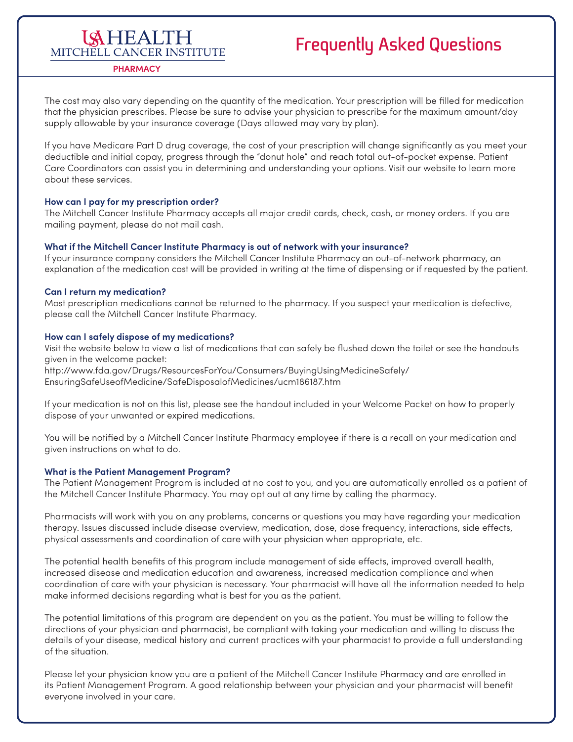The cost may also vary depending on the quantity of the medication. Your prescription will be filled for medication that the physician prescribes. Please be sure to advise your physician to prescribe for the maximum amount/day supply allowable by your insurance coverage (Days allowed may vary by plan).

If you have Medicare Part D drug coverage, the cost of your prescription will change significantly as you meet your deductible and initial copay, progress through the "donut hole" and reach total out-of-pocket expense. Patient Care Coordinators can assist you in determining and understanding your options. Visit our website to learn more about these services.

**How can I pay for my prescription order?**

The Mitchell Cancer Institute Pharmacy accepts all major credit cards, check, cash, or money orders. If you are mailing payment, please do not mail cash.

**What if the Mitchell Cancer Institute Pharmacy is out of network with your insurance?**

If your insurance company considers the Mitchell Cancer Institute Pharmacy an out-of-network pharmacy, an explanation of the medication cost will be provided in writing at the time of dispensing or if requested by the patient.

**Can I return my medication?**

Most prescription medications cannot be returned to the pharmacy. If you suspect your medication is defective, please call the Mitchell Cancer Institute Pharmacy.

**How can I safely dispose of my medications?**

Visit the website below to view a list of medications that can safely be flushed down the toilet or see the handouts given in the welcome packet:
http://www.fda.gov/Drugs/ResourcesForYou/Consumers/BuyingUsingMedicineSafely/EnsuringSafeUseofMedicine/SafeDisposalofMedicines/ucm186187.htm

If your medication is not on this list, please see the handout included in your Welcome Packet on how to properly dispose of your unwanted or expired medications.

You will be notified by a Mitchell Cancer Institute Pharmacy employee if there is a recall on your medication and given instructions on what to do.

**What is the Patient Management Program?**

The Patient Management Program is included at no cost to you, and you are automatically enrolled as a patient of the Mitchell Cancer Institute Pharmacy. You may opt out at any time by calling the pharmacy.

Pharmacists will work with you on any problems, concerns or questions you may have regarding your medication therapy. Issues discussed include disease overview, medication, dose, dose frequency, interactions, side effects, physical assessments and coordination of care with your physician when appropriate, etc.

The potential health benefits of this program include management of side effects, improved overall health, increased disease and medication education and awareness, increased medication compliance and when coordination of care with your physician is necessary. Your pharmacist will have all the information needed to help make informed decisions regarding what is best for you as the patient.

The potential limitations of this program are dependent on you as the patient. You must be willing to follow the directions of your physician and pharmacist, be compliant with taking your medication and willing to discuss the details of your disease, medical history and current practices with your pharmacist to provide a full understanding of the situation.

Please let your physician know you are a patient of the Mitchell Cancer Institute Pharmacy and are enrolled in its Patient Management Program. A good relationship between your physician and your pharmacist will benefit everyone involved in your care.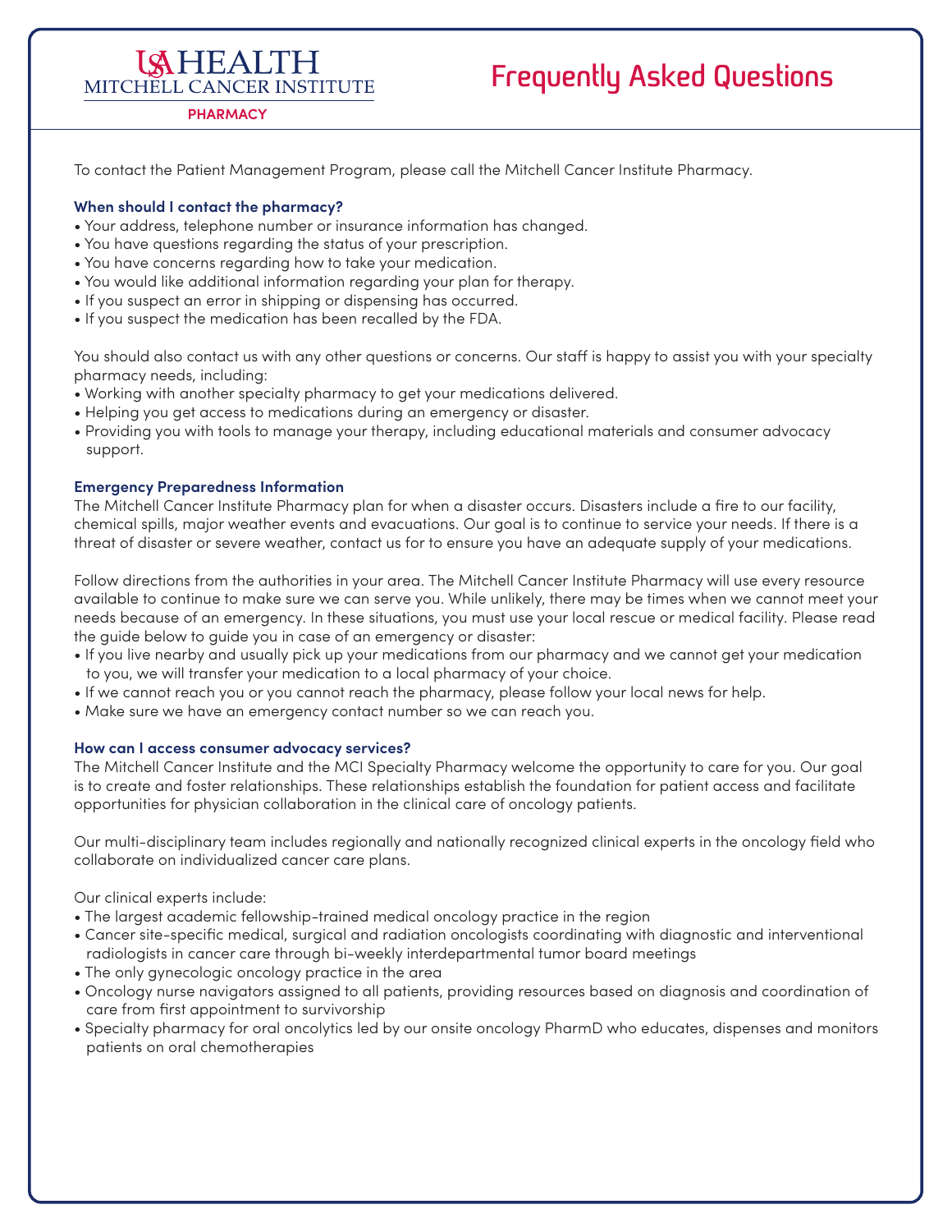USA HEALTH
MITCHELL CANCER INSTITUTE
**PHARMACY**

# Frequently Asked Questions

To contact the Patient Management Program, please call the Mitchell Cancer Institute Pharmacy.

### When should I contact the pharmacy?

- Your address, telephone number or insurance information has changed.
- You have questions regarding the status of your prescription.
- You have concerns regarding how to take your medication.
- You would like additional information regarding your plan for therapy.
- If you suspect an error in shipping or dispensing has occurred.
- If you suspect the medication has been recalled by the FDA.

You should also contact us with any other questions or concerns. Our staff is happy to assist you with your specialty pharmacy needs, including:

- Working with another specialty pharmacy to get your medications delivered.
- Helping you get access to medications during an emergency or disaster.
- Providing you with tools to manage your therapy, including educational materials and consumer advocacy support.

### Emergency Preparedness Information

The Mitchell Cancer Institute Pharmacy plan for when a disaster occurs. Disasters include a fire to our facility, chemical spills, major weather events and evacuations. Our goal is to continue to service your needs. If there is a threat of disaster or severe weather, contact us for to ensure you have an adequate supply of your medications.

Follow directions from the authorities in your area. The Mitchell Cancer Institute Pharmacy will use every resource available to continue to make sure we can serve you. While unlikely, there may be times when we cannot meet your needs because of an emergency. In these situations, you must use your local rescue or medical facility. Please read the guide below to guide you in case of an emergency or disaster:

- If you live nearby and usually pick up your medications from our pharmacy and we cannot get your medication to you, we will transfer your medication to a local pharmacy of your choice.
- If we cannot reach you or you cannot reach the pharmacy, please follow your local news for help.
- Make sure we have an emergency contact number so we can reach you.

### How can I access consumer advocacy services?

The Mitchell Cancer Institute and the MCI Specialty Pharmacy welcome the opportunity to care for you. Our goal is to create and foster relationships. These relationships establish the foundation for patient access and facilitate opportunities for physician collaboration in the clinical care of oncology patients.

Our multi-disciplinary team includes regionally and nationally recognized clinical experts in the oncology field who collaborate on individualized cancer care plans.

Our clinical experts include:

- The largest academic fellowship-trained medical oncology practice in the region
- Cancer site-specific medical, surgical and radiation oncologists coordinating with diagnostic and interventional radiologists in cancer care through bi-weekly interdepartmental tumor board meetings
- The only gynecologic oncology practice in the area
- Oncology nurse navigators assigned to all patients, providing resources based on diagnosis and coordination of care from first appointment to survivorship
- Specialty pharmacy for oral oncolytics led by our onsite oncology PharmD who educates, dispenses and monitors patients on oral chemotherapies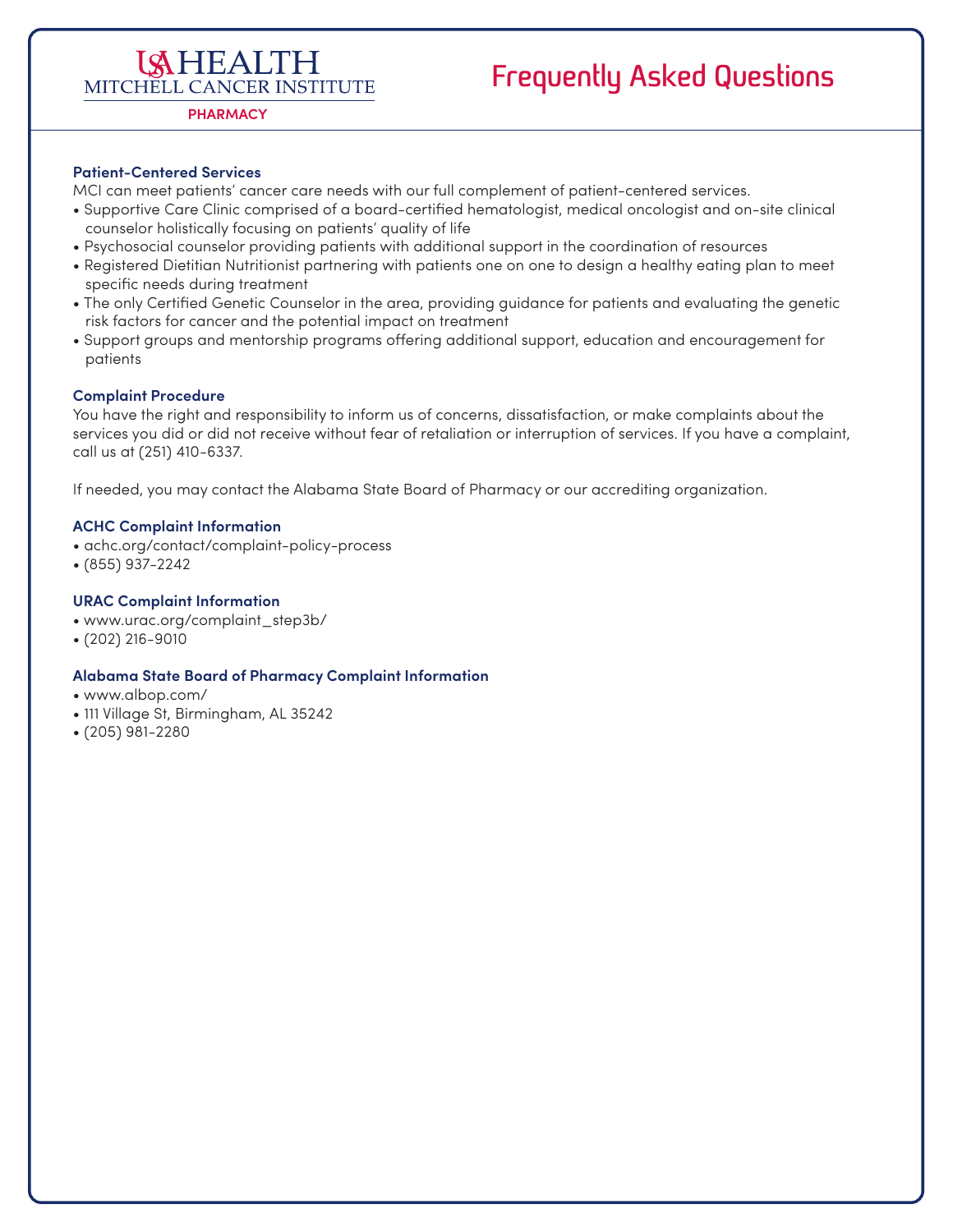USA HEALTH
MITCHELL CANCER INSTITUTE
PHARMACY

# Frequently Asked Questions

**Patient-Centered Services**

MCI can meet patients' cancer care needs with our full complement of patient-centered services.

- Supportive Care Clinic comprised of a board-certified hematologist, medical oncologist and on-site clinical counselor holistically focusing on patients' quality of life
- Psychosocial counselor providing patients with additional support in the coordination of resources
- Registered Dietitian Nutritionist partnering with patients one on one to design a healthy eating plan to meet specific needs during treatment
- The only Certified Genetic Counselor in the area, providing guidance for patients and evaluating the genetic risk factors for cancer and the potential impact on treatment
- Support groups and mentorship programs offering additional support, education and encouragement for patients

**Complaint Procedure**

You have the right and responsibility to inform us of concerns, dissatisfaction, or make complaints about the services you did or did not receive without fear of retaliation or interruption of services. If you have a complaint, call us at (251) 410-6337.

If needed, you may contact the Alabama State Board of Pharmacy or our accrediting organization.

**ACHC Complaint Information**

- achc.org/contact/complaint-policy-process
- (855) 937-2242

**URAC Complaint Information**

- www.urac.org/complaint_step3b/
- (202) 216-9010

**Alabama State Board of Pharmacy Complaint Information**

- www.albop.com/
- 111 Village St, Birmingham, AL 35242
- (205) 981-2280